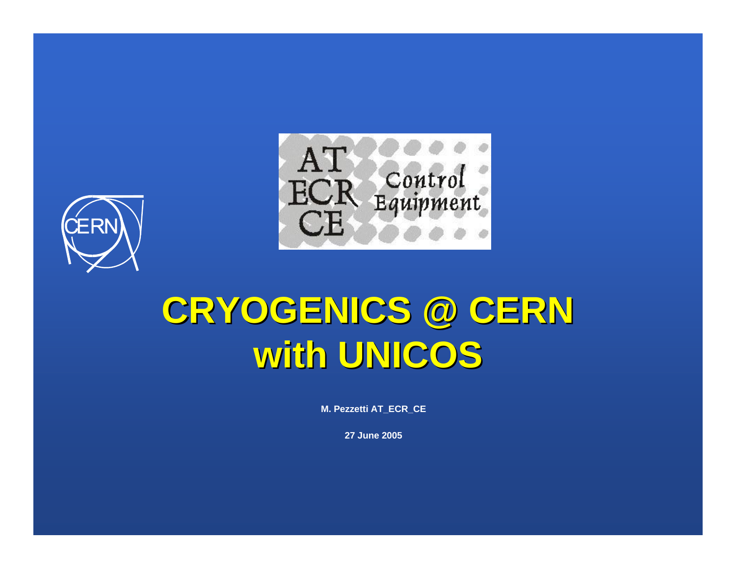AT ECR CE Control Equipment

# CRYOGENICS @ CERN with UNICOS

**M. Pezzetti AT_ECR_CE**

**27 June 2005**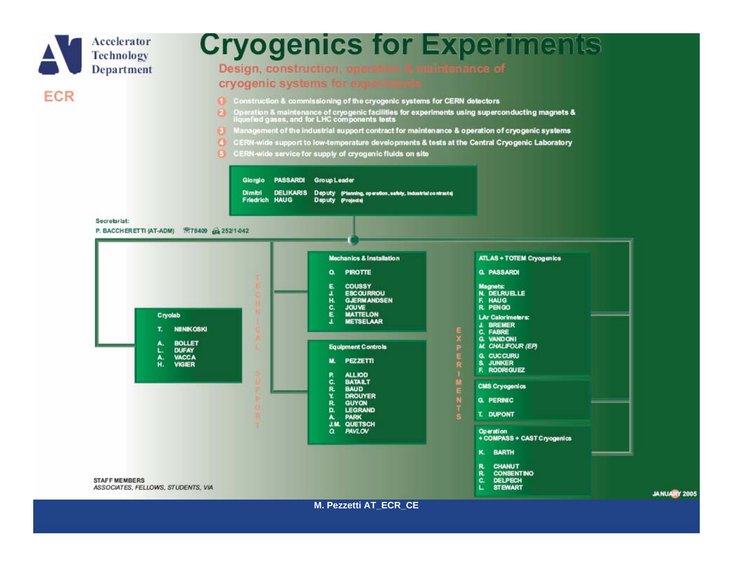Accelerator Technology Department

ECR

# Cryogenics for Experiments

## Design, construction, operation & maintenance of cryogenic systems for experiments

1. Construction & commissioning of the cryogenic systems for CERN detectors
2. Operation & maintenance of cryogenic facilities for experiments using superconducting magnets & liquefied gases, and for LHC components tests
3. Management of the industrial support contract for maintenance & operation of cryogenic systems
4. CERN-wide support to low-temperature developments & tests at the Central Cryogenic Laboratory
5. CERN-wide service for supply of cryogenic fluids on site

**Giorgio PASSARDI** Group Leader

**Dimitri DELIKARIS** Deputy (Planning, operation, safety, industrial contracts)

**Friedrich HAUG** Deputy (Projects)

Secretariat:
P. BACCHERETTI (AT-ADM) ☎78409 252/1-042

### TECHNICAL SUPPORT

**Cryolab**
- T. NIINIKOSKI
- A. BOLLET
- L. DUFAY
- A. VACCA
- H. VIGIER

**Mechanics & Installation**
- O. PIROTTE
- E. COUSSY
- J. ESCOURROU
- H. GJERMANDSEN
- C. JOUVE
- E. MATTELON
- J. METSELAAR

**Equipment Controls**
- M. PEZZETTI
- P. ALLIOD
- C. BATAILT
- R. BAUD
- Y. DROUYER
- R. GUYON
- D. LEGRAND
- A. PARK
- J.M. QUETSCH
- *O. PAVLOV*

### EXPERIMENTS

**ATLAS + TOTEM Cryogenics**
- G. PASSARDI

Magnets:
- N. DELRUELLE
- F. HAUG
- R. PENGO

LAr Calorimeters:
- J. BREMER
- C. FABRE
- G. VANDONI
- *M. CHALIFOUR (EP)*
- G. CUCCURU
- S. JUNKER
- F. RODRIGUEZ

**CMS Cryogenics**
- G. PERINIC
- T. DUPONT

**Operation + COMPASS + CAST Cryogenics**
- K. BARTH
- R. CHANUT
- R. CONSENTINO
- C. DELPECH
- L. STEWART

STAFF MEMBERS
*ASSOCIATES, FELLOWS, STUDENTS, VIA*

JANUARY 2005

M. Pezzetti AT_ECR_CE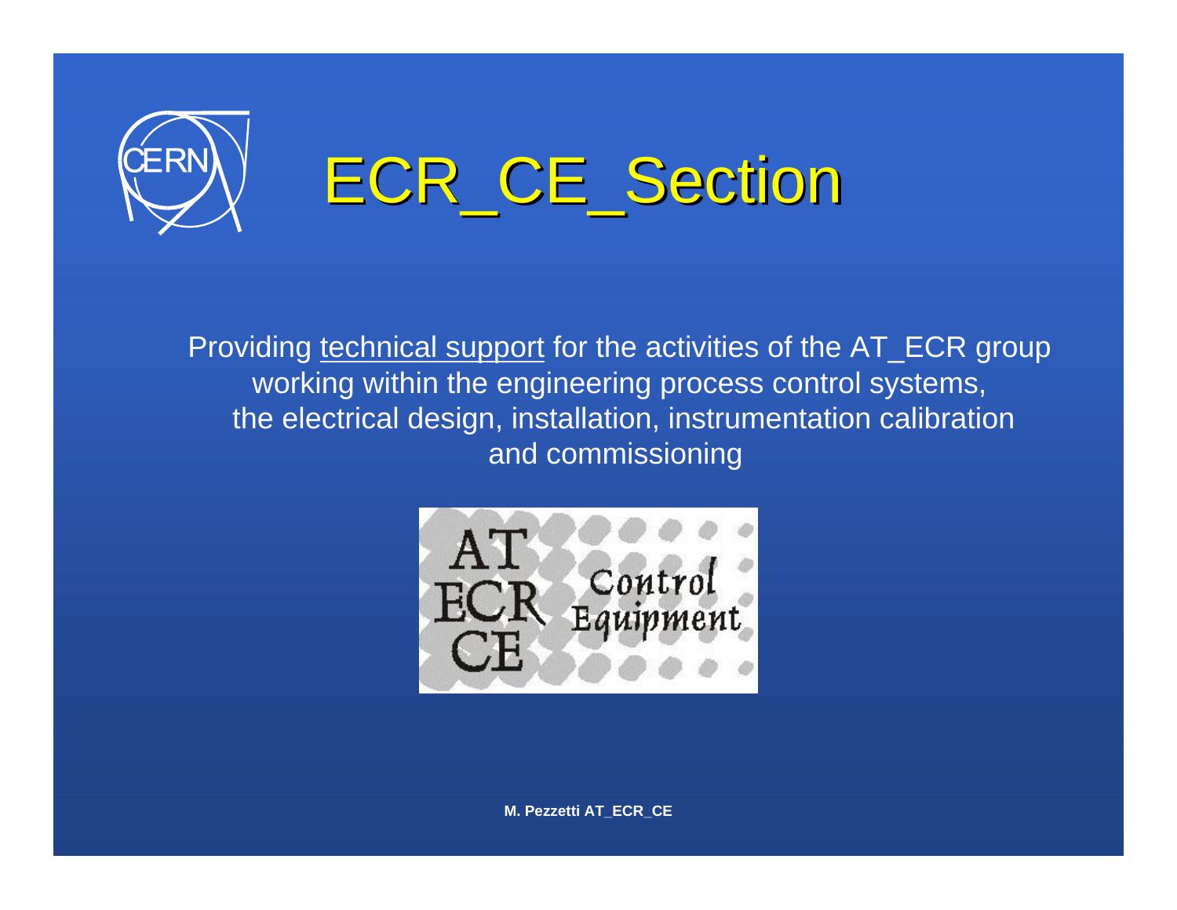# ECR_CE_Section

Providing technical support for the activities of the AT_ECR group working within the engineering process control systems, the electrical design, installation, instrumentation calibration and commissioning

AT ECR CE Control Equipment

**M. Pezzetti AT_ECR_CE**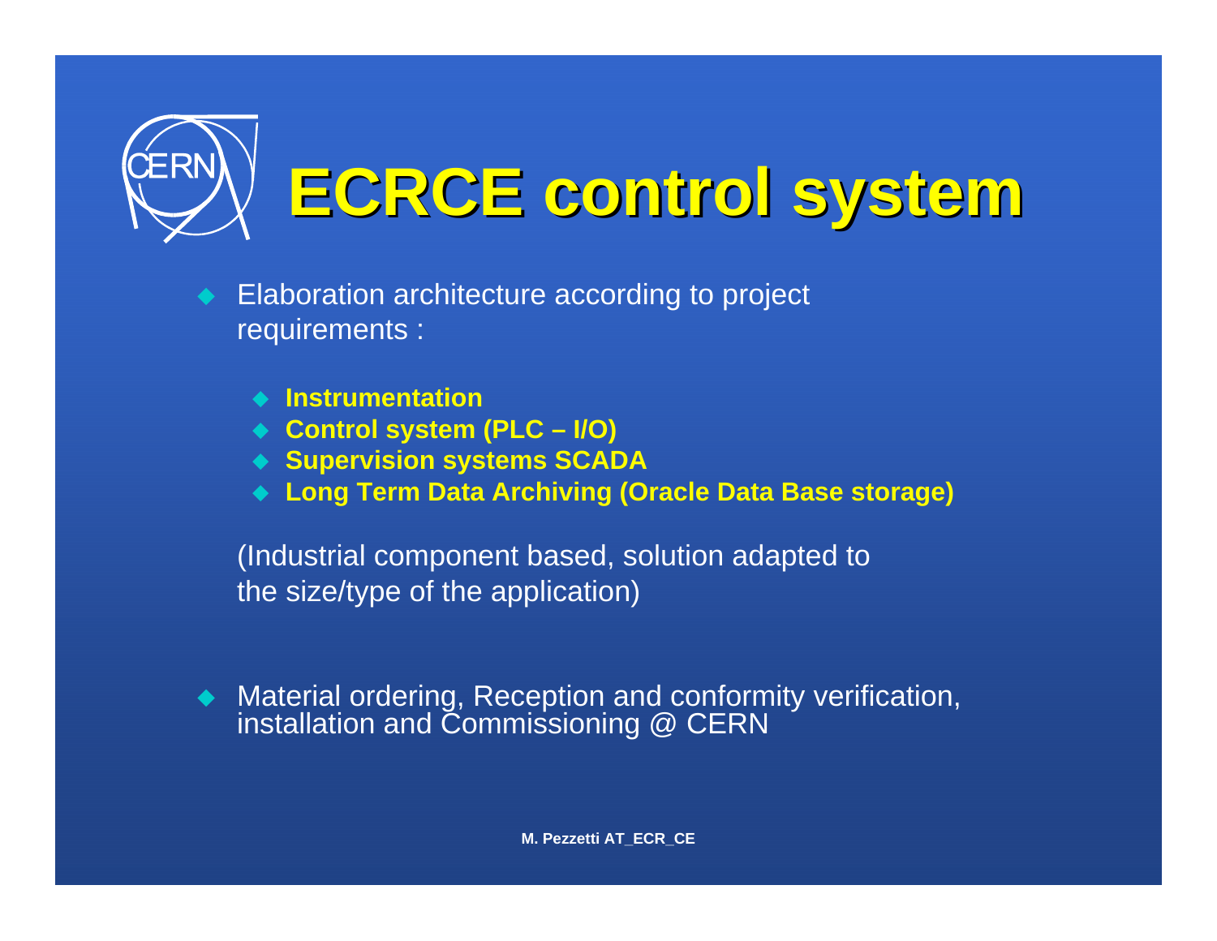# ECRCE control system

- Elaboration architecture according to project requirements :
  - **Instrumentation**
  - **Control system (PLC – I/O)**
  - **Supervision systems SCADA**
  - **Long Term Data Archiving (Oracle Data Base storage)**

  (Industrial component based, solution adapted to the size/type of the application)

- Material ordering, Reception and conformity verification, installation and Commissioning @ CERN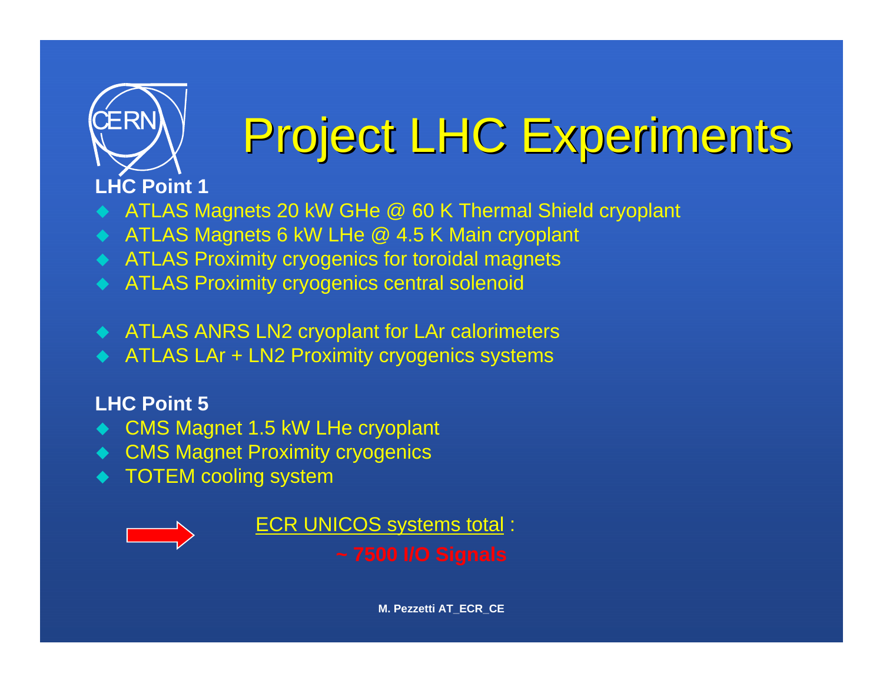# Project LHC Experiments

**LHC Point 1**

- ATLAS Magnets 20 kW GHe @ 60 K Thermal Shield cryoplant
- ATLAS Magnets 6 kW LHe @ 4.5 K Main cryoplant
- ATLAS Proximity cryogenics for toroidal magnets
- ATLAS Proximity cryogenics central solenoid

- ATLAS ANRS LN2 cryoplant for LAr calorimeters
- ATLAS LAr + LN2 Proximity cryogenics systems

**LHC Point 5**

- CMS Magnet 1.5 kW LHe cryoplant
- CMS Magnet Proximity cryogenics
- TOTEM cooling system

ECR UNICOS systems total :

**~ 7500 I/O Signals**

**M. Pezzetti AT_ECR_CE**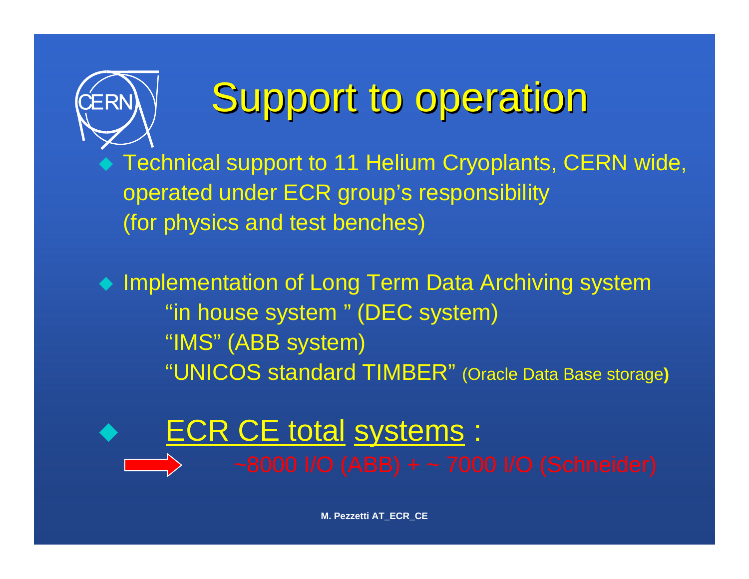# Support to operation

- Technical support to 11 Helium Cryoplants, CERN wide, operated under ECR group's responsibility (for physics and test benches)

- Implementation of Long Term Data Archiving system
  - "in house system " (DEC system)
  - "IMS" (ABB system)
  - "UNICOS standard TIMBER" (Oracle Data Base storage)

- <u>ECR CE total</u> <u>systems</u> :

  ➡ ~8000 I/O (ABB) + ~ 7000 I/O (Schneider)

M. Pezzetti AT_ECR_CE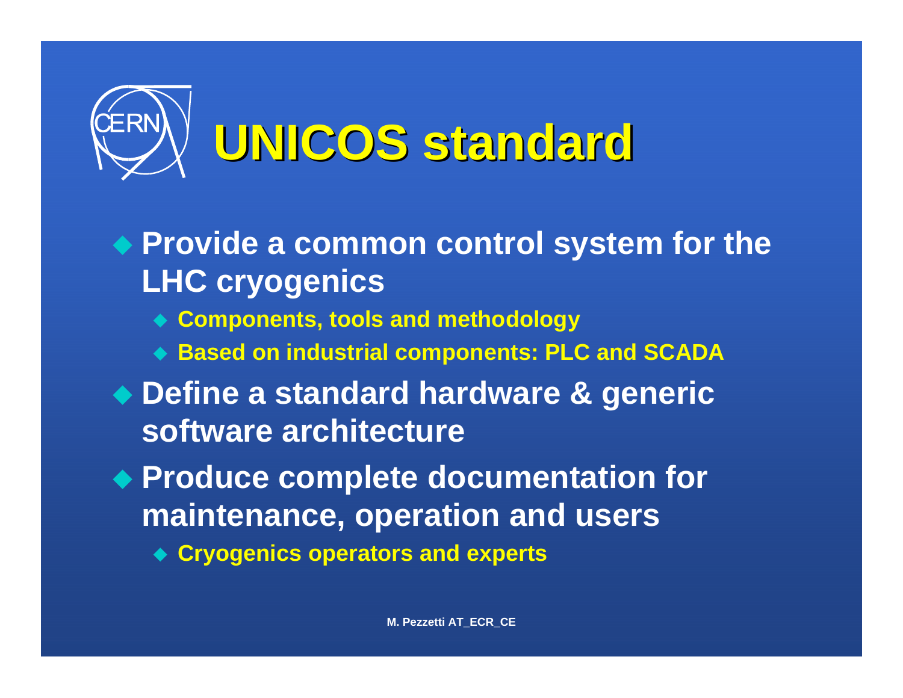# UNICOS standard

- **Provide a common control system for the LHC cryogenics**
  - **Components, tools and methodology**
  - **Based on industrial components: PLC and SCADA**
- **Define a standard hardware & generic software architecture**
- **Produce complete documentation for maintenance, operation and users**
  - **Cryogenics operators and experts**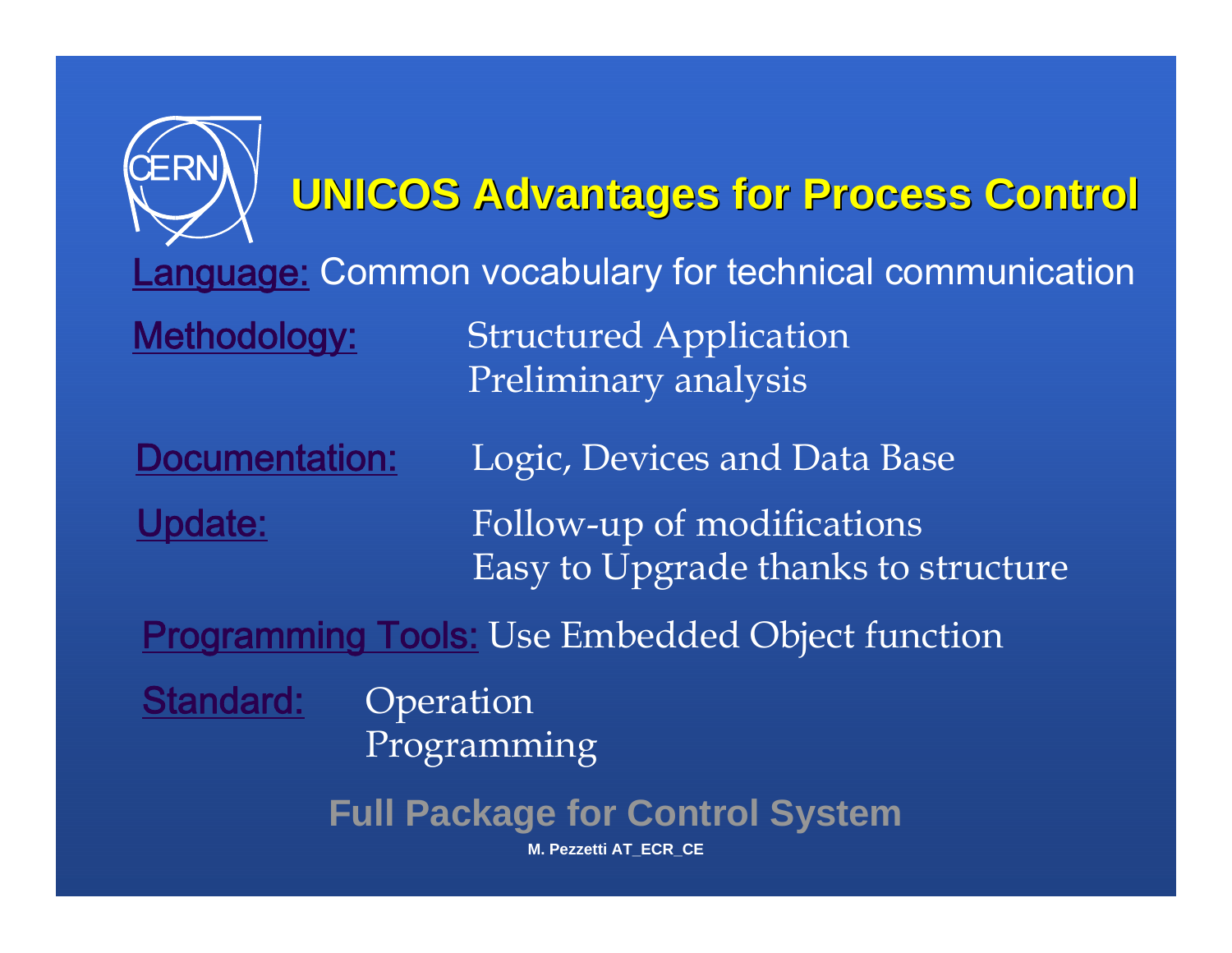# UNICOS Advantages for Process Control

Language: Common vocabulary for technical communication

Methodology: Structured Application
Preliminary analysis

Documentation: Logic, Devices and Data Base

Update: Follow-up of modifications
Easy to Upgrade thanks to structure

Programming Tools: Use Embedded Object function

Standard: Operation
Programming

**Full Package for Control System**

M. Pezzetti AT_ECR_CE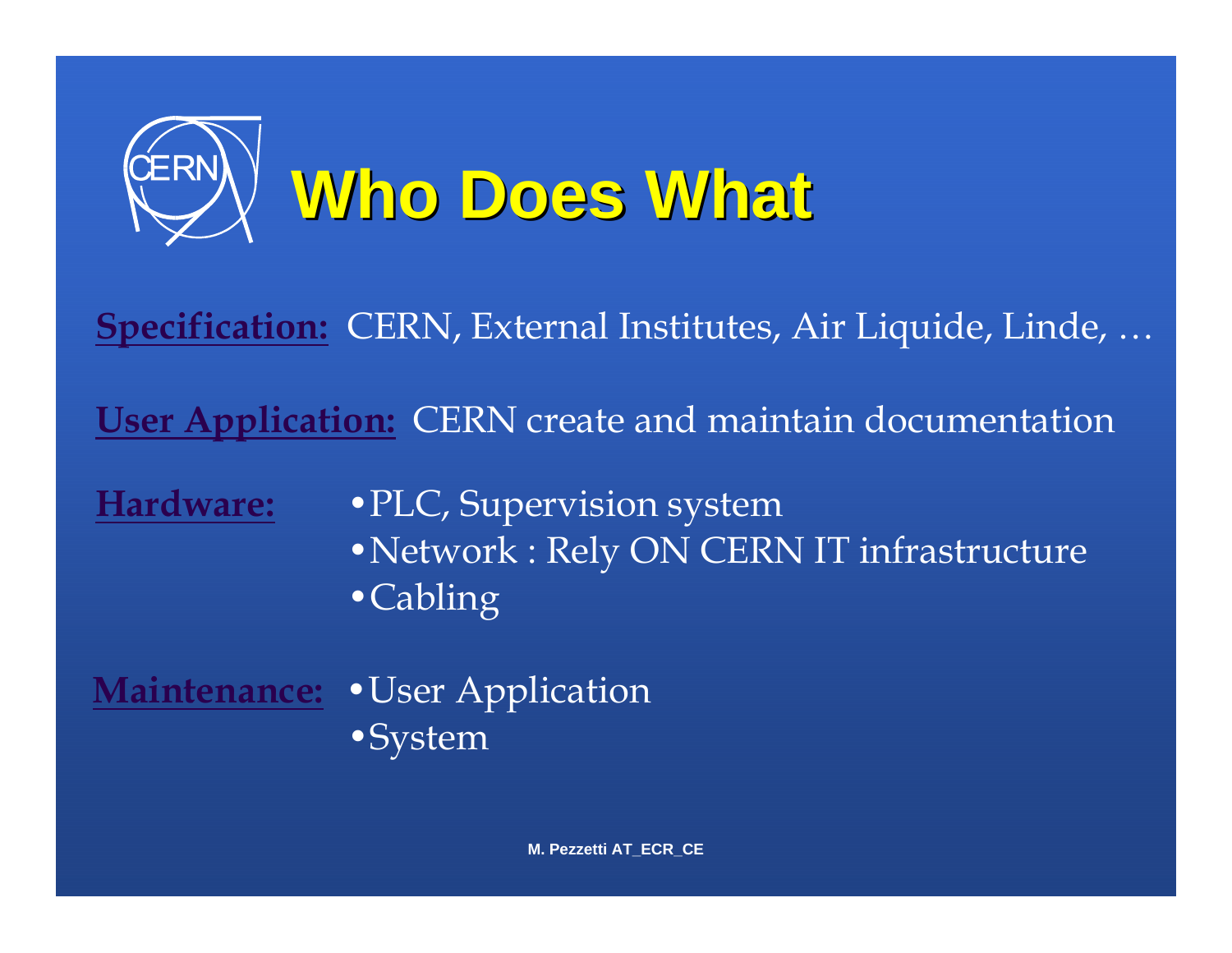# Who Does What

**Specification:** CERN, External Institutes, Air Liquide, Linde, …

**User Application:** CERN create and maintain documentation

**Hardware:**
- PLC, Supervision system
- Network : Rely ON CERN IT infrastructure
- Cabling

**Maintenance:**
- User Application
- System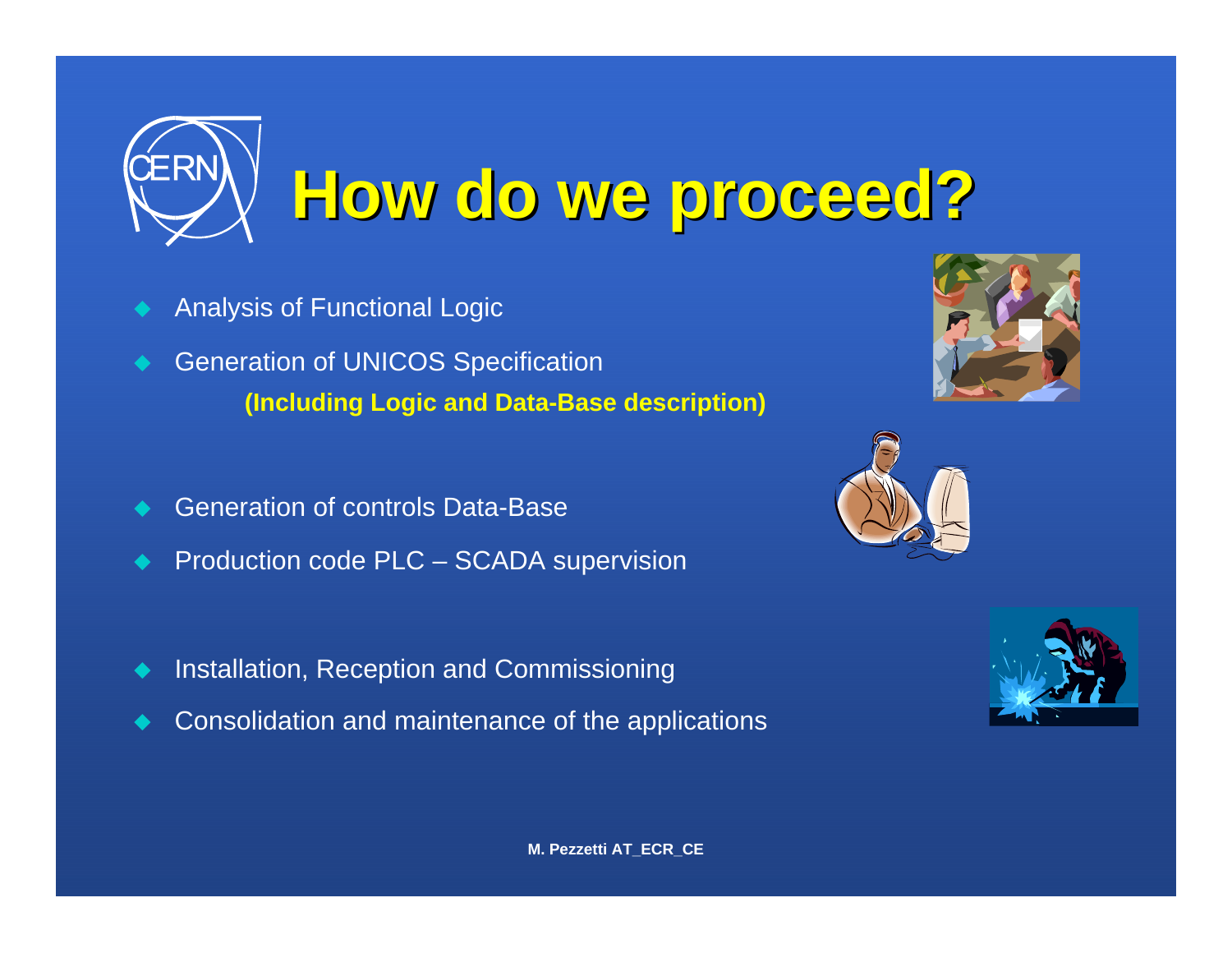# How do we proceed?

- Analysis of Functional Logic
- Generation of UNICOS Specification

  **(Including Logic and Data-Base description)**

- Generation of controls Data-Base
- Production code PLC – SCADA supervision

- Installation, Reception and Commissioning
- Consolidation and maintenance of the applications

**M. Pezzetti AT_ECR_CE**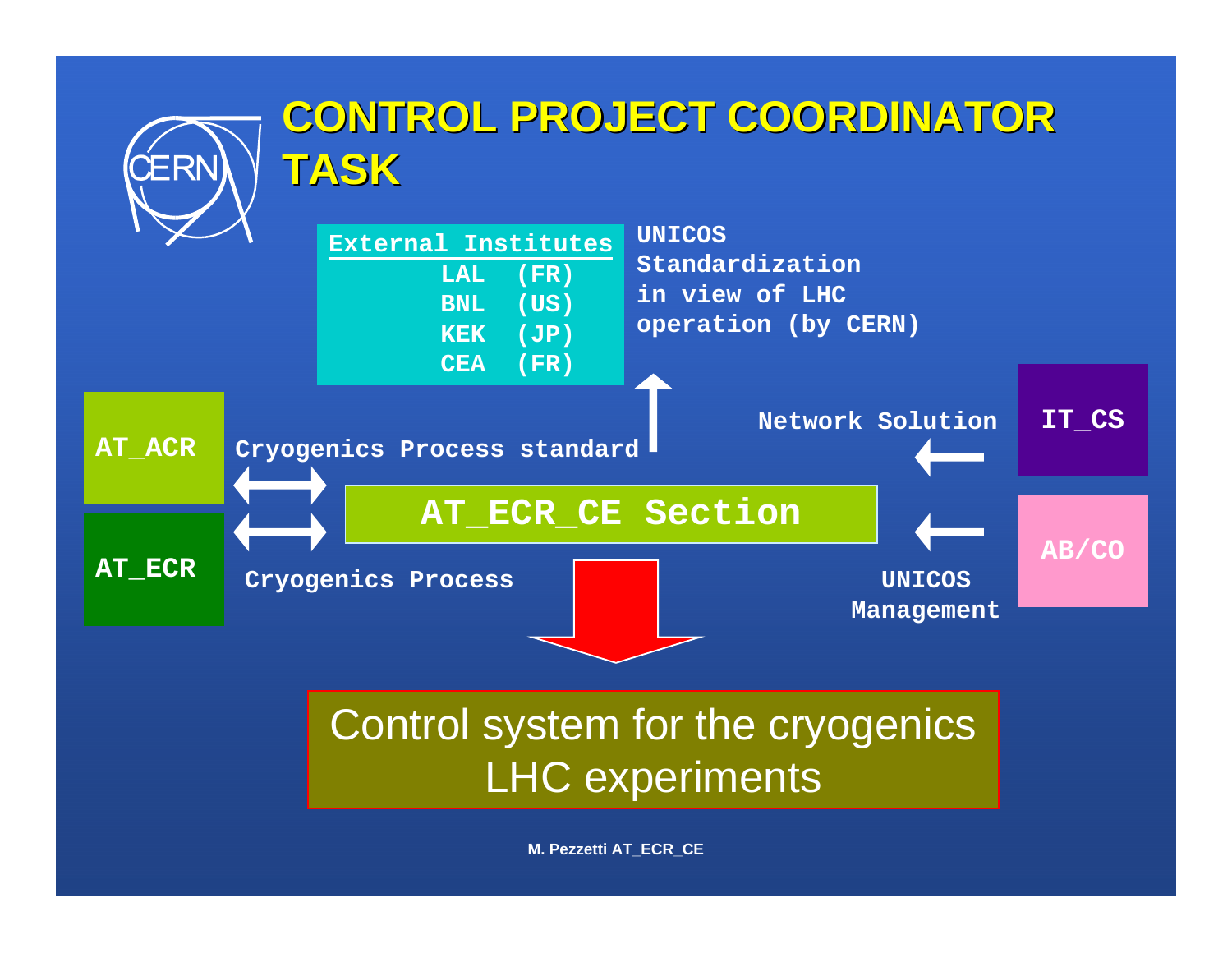# CONTROL PROJECT COORDINATOR TASK

**External Institutes**

LAL (FR)
BNL (US)
KEK (JP)
CEA (FR)

UNICOS Standardization in view of LHC operation (by CERN)

AT_ACR

Cryogenics Process standard

Network Solution

IT_CS

AT_ECR_CE Section

AT_ECR

Cryogenics Process

UNICOS Management

AB/CO

Control system for the cryogenics LHC experiments

M. Pezzetti AT_ECR_CE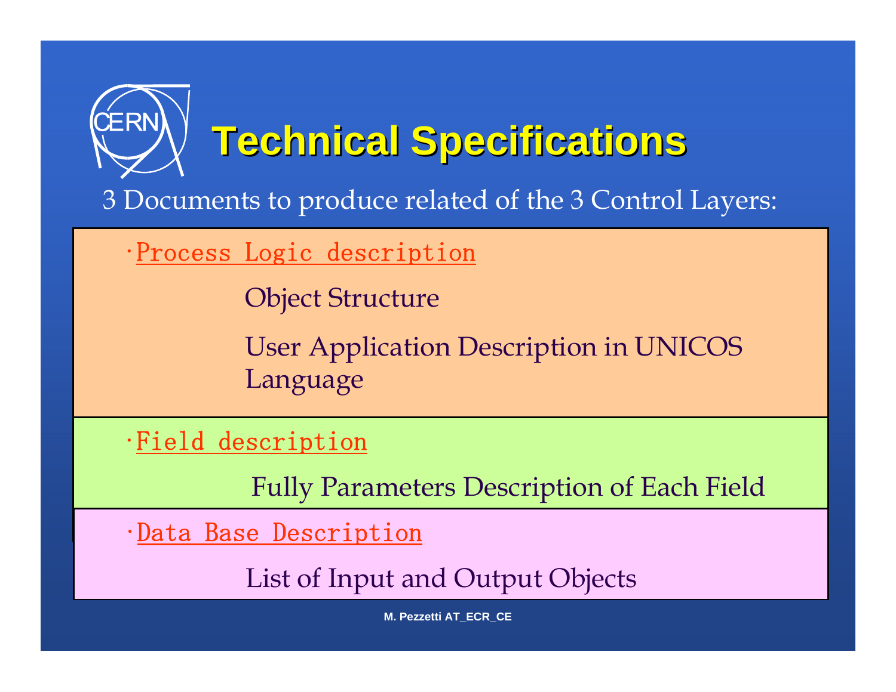# Technical Specifications

3 Documents to produce related of the 3 Control Layers:

- Process Logic description

  Object Structure

  User Application Description in UNICOS Language

- Field description

  Fully Parameters Description of Each Field

- Data Base Description

  List of Input and Output Objects

M. Pezzetti AT_ECR_CE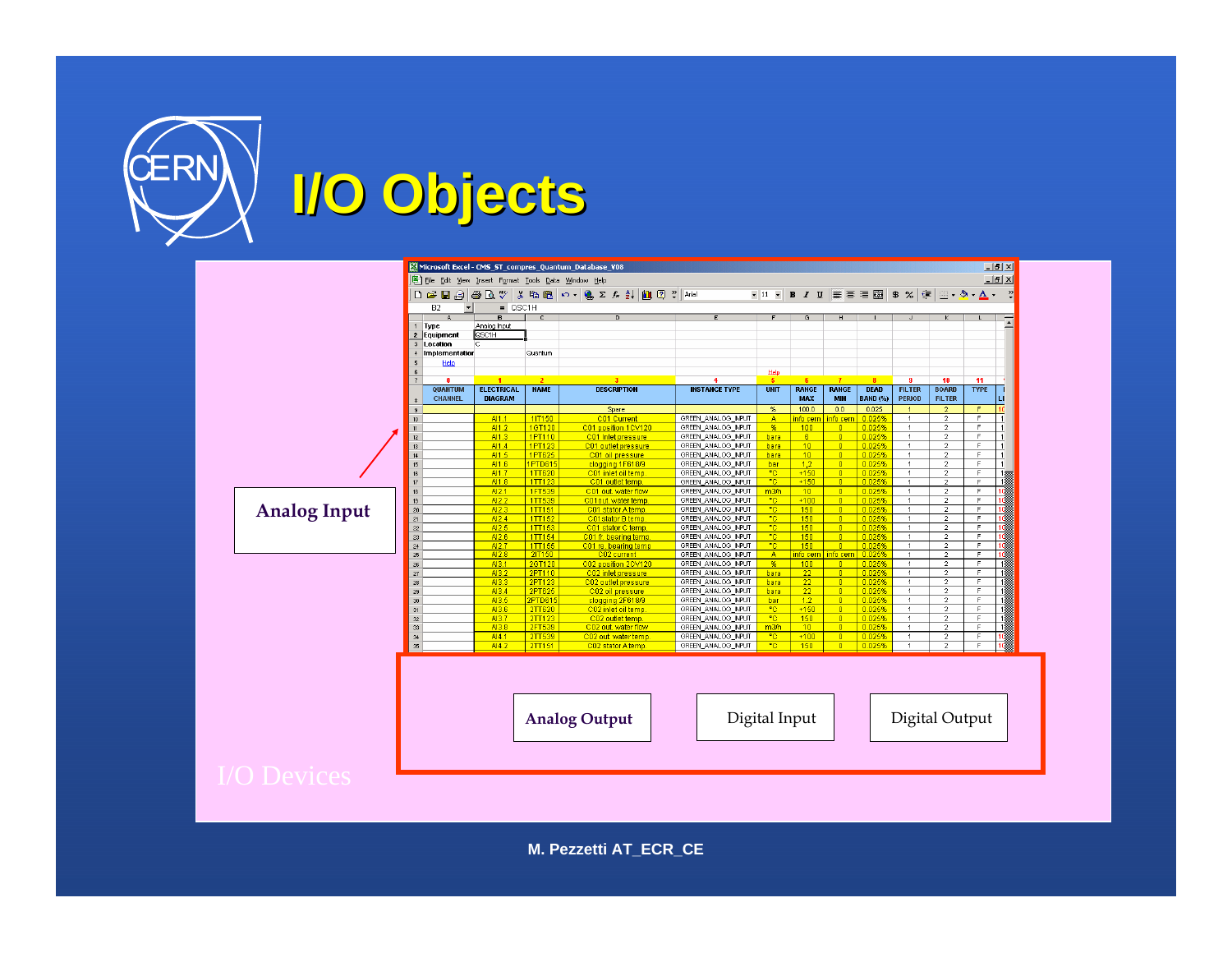# I/O Objects

Analog Input

| 0 | 1 | 2 | 3 | 4 | 5 | 6 | 7 | 8 | 9 | 10 | 11 |
|---|---|---|---|---|---|---|---|---|---|---|---|
| QUANTUM CHANNEL | ELECTRICAL DIAGRAM | NAME | DESCRIPTION | INSTANCE TYPE | UNIT | RANGE MAX | RANGE MIN | DEAD BAND (%) | FILTER PERIOD | BOARD FILTER | TYPE |
| | | | Spare | | % | 100.0 | 0.0 | 0.025 | 1 | 2 | F |
| | AI1.1 | 1IT150 | C01 Current | GREEN_ANALOG_INPUT | A | info cern | info cern | 0.025% | 1 | 2 | F |
| | AI1.2 | 1GT120 | C01 position 1CV120 | GREEN_ANALOG_INPUT | % | 100 | 0 | 0.025% | 1 | 2 | F |
| | AI1.3 | 1PT110 | C01 inlet pressure | GREEN_ANALOG_INPUT | bara | 8 | 0 | 0.025% | 1 | 2 | F |
| | AI1.4 | 1PT123 | C01 outlet pressure | GREEN_ANALOG_INPUT | bara | 10 | 0 | 0.025% | 1 | 2 | F |
| | AI1.5 | 1PT625 | C01 oil pressure | GREEN_ANALOG_INPUT | bara | 10 | 0 | 0.025% | 1 | 2 | F |
| | AI1.6 | 1PTD615 | clogging 1F618/9 | GREEN_ANALOG_INPUT | bar | 1.2 | 0 | 0.025% | 1 | 2 | F |
| | AI1.7 | 1TT620 | C01 inlet oil temp. | GREEN_ANALOG_INPUT | °C | +150 | 0 | 0.025% | 1 | 2 | F |
| | AI1.8 | 1TT123 | C01 outlet temp. | GREEN_ANALOG_INPUT | °C | +150 | 0 | 0.025% | 1 | 2 | F |
| | AI2.1 | 1FT539 | C01 out. water flow | GREEN_ANALOG_INPUT | m3/h | 10 | 0 | 0.025% | 1 | 2 | F |
| | AI2.2 | 1TT539 | C01 out. water temp | GREEN_ANALOG_INPUT | °C | +100 | 0 | 0.025% | 1 | 2 | F |
| | AI2.3 | 1TT151 | C01 stator A temp. | GREEN_ANALOG_INPUT | °C | 150 | 0 | 0.025% | 1 | 2 | F |
| | AI2.4 | 1TT152 | C01 stator B temp. | GREEN_ANALOG_INPUT | °C | 150 | 0 | 0.025% | 1 | 2 | F |
| | AI2.5 | 1TT153 | C01 stator C temp. | GREEN_ANALOG_INPUT | °C | 150 | 0 | 0.025% | 1 | 2 | F |
| | AI2.6 | 1TT154 | C01 fr. bearing temp. | GREEN_ANALOG_INPUT | °C | 150 | 0 | 0.025% | 1 | 2 | F |
| | AI2.7 | 1TT155 | C01 re. bearing temp. | GREEN_ANALOG_INPUT | °C | 150 | 0 | 0.025% | 1 | 2 | F |
| | AI2.8 | 2IT150 | C02 current | GREEN_ANALOG_INPUT | A | info cern | info cern | 0.025% | 1 | 2 | F |
| | AI3.1 | 2GT120 | C02 position 2CV120 | GREEN_ANALOG_INPUT | % | 100 | 0 | 0.025% | 1 | 2 | F |
| | AI3.2 | 2PT110 | C02 inlet pressure | GREEN_ANALOG_INPUT | bara | 22 | 0 | 0.025% | 1 | 2 | F |
| | AI3.3 | 2PT123 | C02 outlet pressure | GREEN_ANALOG_INPUT | bara | 22 | 0 | 0.025% | 1 | 2 | F |
| | AI3.4 | 2PT625 | C02 oil pressure | GREEN_ANALOG_INPUT | bara | 22 | 0 | 0.025% | 1 | 2 | F |
| | AI3.5 | 2PTD615 | clogging 2F618/9 | GREEN_ANALOG_INPUT | bar | 1.2 | 0 | 0.025% | 1 | 2 | F |
| | AI3.6 | 2TT620 | C02 inlet oil temp. | GREEN_ANALOG_INPUT | °C | +150 | 0 | 0.025% | 1 | 2 | F |
| | AI3.7 | 2TT123 | C02 outlet temp. | GREEN_ANALOG_INPUT | °C | 150 | 0 | 0.025% | 1 | 2 | F |
| | AI3.8 | 2FT539 | C02 out. water flow | GREEN_ANALOG_INPUT | m3/h | 10 | 0 | 0.025% | 1 | 2 | F |
| | AI4.1 | 2TT539 | C02 out. water temp | GREEN_ANALOG_INPUT | °C | +100 | 0 | 0.025% | 1 | 2 | F |
| | AI4.2 | 2TT151 | C02 stator A temp. | GREEN_ANALOG_INPUT | °C | 150 | 0 | 0.025% | 1 | 2 | F |

Analog Output

Digital Input

Digital Output

I/O Devices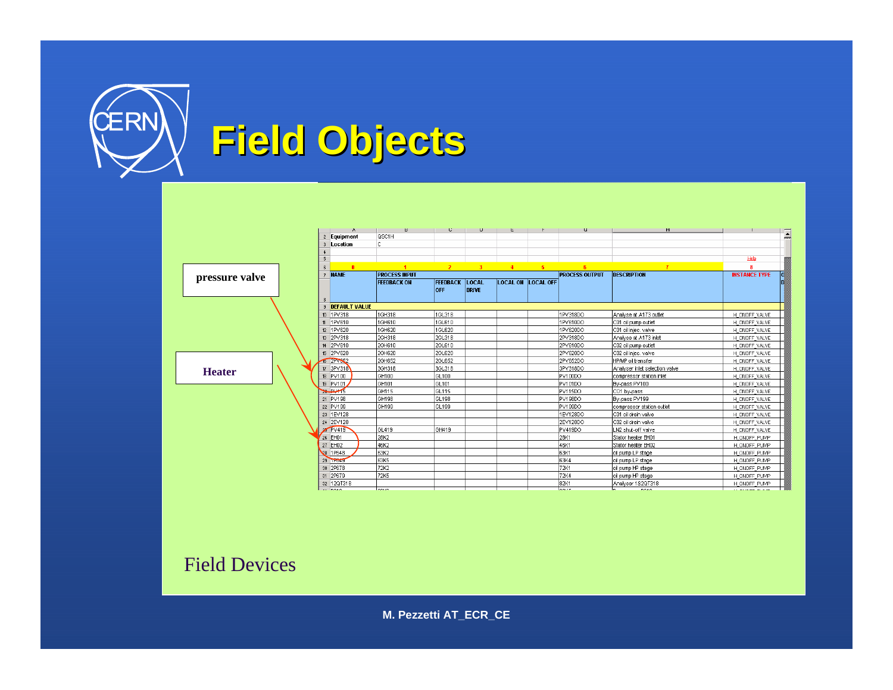# Field Objects

**pressure valve**

**Heater**

| | A | B | C | D | E | F | G | H | I |
|---|---|---|---|---|---|---|---|---|---|
| 2 | Equipment | QSC1H | | | | | | | |
| 3 | Location | C | | | | | | | |
| 4 | | | | | | | | | |
| 5 | | | | | | | | | Help |
| 6 | 0 | 1 | 2 | 3 | 4 | 5 | 6 | 7 | 8 |
| 7 | NAME | PROCESS INPUT | | | | | PROCESS OUTPUT | DESCRIPTION | INSTANCE TYPE |
| 8 | | FEEDBACK ON | FEEDBACK OFF | LOCAL DRIVE | LOCAL ON | LOCAL OFF | | | |
| 9 | DEFAULT VALUE | | | | | | | | |
| 10 | 1PV318 | 1GH318 | 1GL318 | | | | 1PV318DO | Analyse at A173 outlet | H_ONOFF_VALVE |
| 11 | 1PV610 | 1GH610 | 1GL610 | | | | 1PV610DO | C01 oil pump outlet | H_ONOFF_VALVE |
| 12 | 1PV620 | 1GH620 | 1GL620 | | | | 1PV620DO | C01 oil injec. valve | H_ONOFF_VALVE |
| 13 | 2PV318 | 2GH318 | 2GL318 | | | | 2PV318DO | Analyse at A173 inlet | H_ONOFF_VALVE |
| 14 | 2PV610 | 2GH610 | 2GL610 | | | | 2PV610DO | C02 oil pump outlet | H_ONOFF_VALVE |
| 15 | 2PV620 | 2GH620 | 2GL620 | | | | 2PV620DO | C02 oil injec. valve | H_ONOFF_VALVE |
| 16 | 2PV652 | 2GH652 | 2GL652 | | | | 2PV652DO | HPMP oil transfer | H_ONOFF_VALVE |
| 17 | 3PV318 | 3GH318 | 3GL318 | | | | 3PV318DO | Analyser inlet selection valve | H_ONOFF_VALVE |
| 18 | PV100 | GH100 | GL100 | | | | PV100DO | compressor station inlet | H_ONOFF_VALVE |
| 19 | PV101 | GH101 | GL101 | | | | PV101DO | By-pass PV100 | H_ONOFF_VALVE |
| 20 | PV115 | GH115 | GL115 | | | | PV115DO | C01 by-pass | H_ONOFF_VALVE |
| 21 | PV198 | GH198 | GL198 | | | | PV198DO | By-pass PV199 | H_ONOFF_VALVE |
| 22 | PV199 | GH199 | GL199 | | | | PV199DO | compressor station outlet | H_ONOFF_VALVE |
| 23 | 1EV128 | | | | | | 1EV128DO | C01 oil drain valve | H_ONOFF_VALVE |
| 24 | 2EV128 | | | | | | 2EV128DO | C02 oil drain valve | H_ONOFF_VALVE |
| 25 | PV419 | GL419 | GH419 | | | | PV419DO | LN2 shut-off valve | H_ONOFF_VALVE |
| 26 | EH01 | 28K2 | | | | | 28K1 | Stator heater EH01 | H_ONOFF_PUMP |
| 27 | EH02 | 46K2 | | | | | 46K1 | Stator heater EH02 | H_ONOFF_PUMP |
| 28 | 1P546 | 53K2 | | | | | 63K1 | oil pump LP stage | H_ONOFF_PUMP |
| 29 | 1P549 | 53K5 | | | | | 63K4 | oil pump LP stage | H_ONOFF_PUMP |
| 30 | 2P578 | 72K2 | | | | | 72K1 | oil pump HP stage | H_ONOFF_PUMP |
| 31 | 2P579 | 72K5 | | | | | 73K4 | oil pump HP stage | H_ONOFF_PUMP |
| 32 | 12QT318 | | | | | | 83K1 | Analyser 12QT318 | H_ONOFF_PUMP |

Field Devices

M. Pezzetti AT_ECR_CE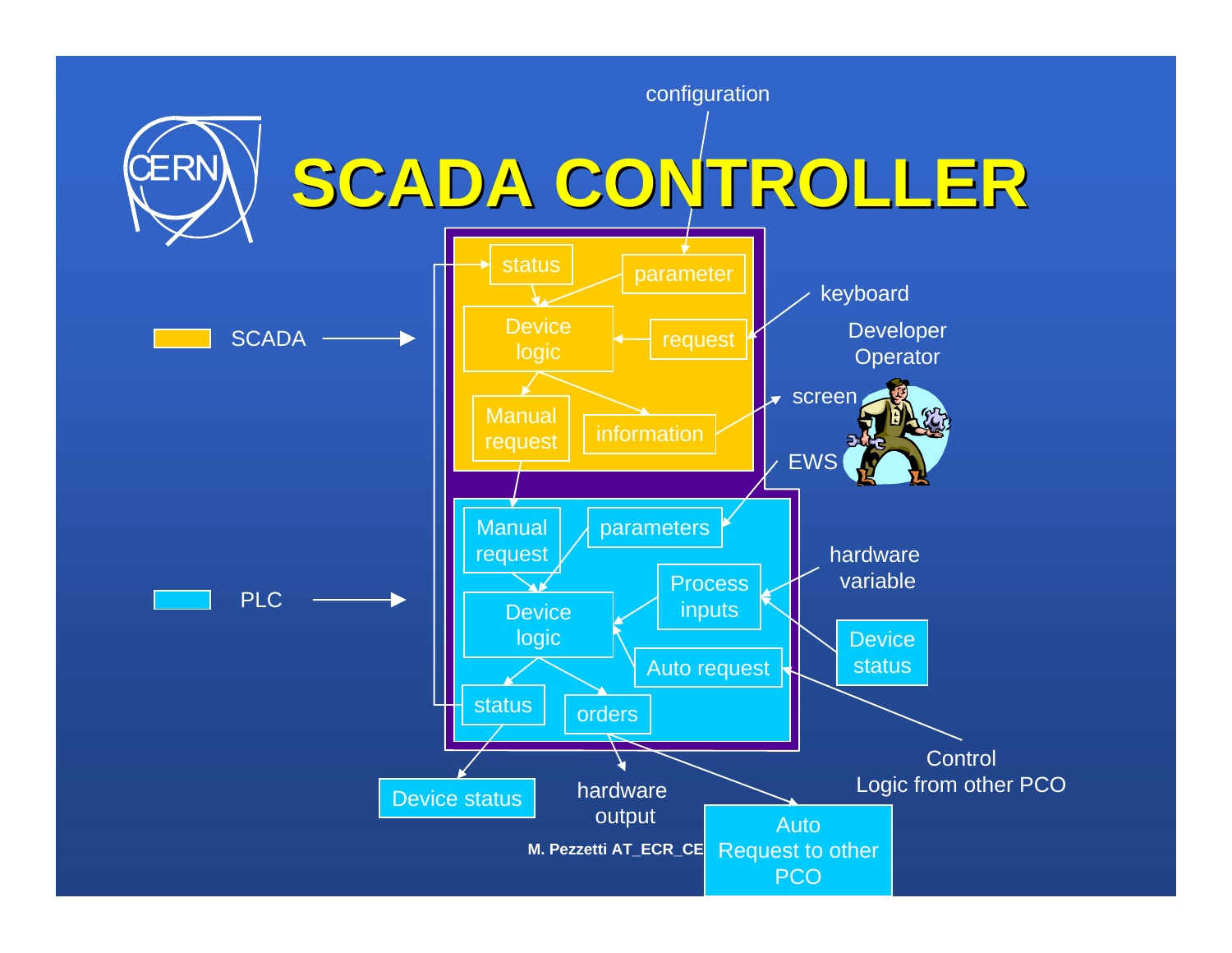# SCADA CONTROLLER

configuration

SCADA

PLC

status

parameter

Device logic

request

Manual request

information

keyboard

Developer Operator

screen

EWS

Manual request

parameters

Device logic

Process inputs

Auto request

status

orders

hardware variable

Device status

Control Logic from other PCO

Device status

hardware output

Auto Request to other PCO

M. Pezzetti AT_ECR_CE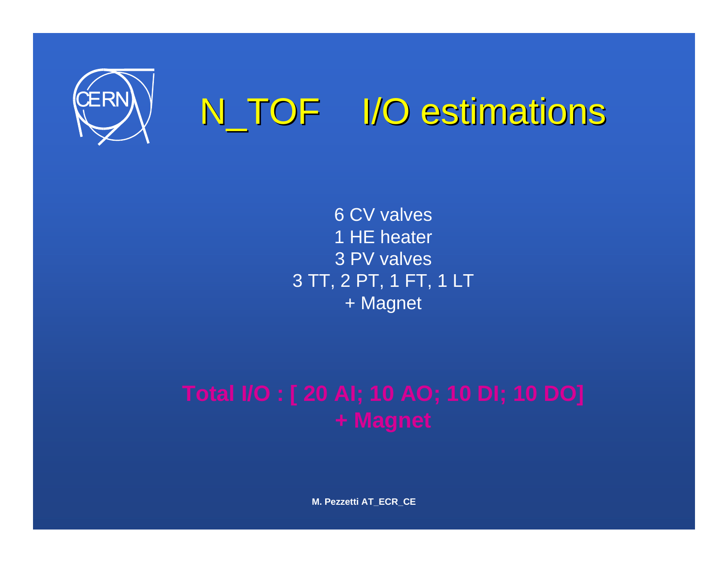# N_TOF I/O estimations

6 CV valves
1 HE heater
3 PV valves
3 TT, 2 PT, 1 FT, 1 LT
+ Magnet

**Total I/O : [ 20 AI; 10 AO; 10 DI; 10 DO]**
**+ Magnet**

**M. Pezzetti AT_ECR_CE**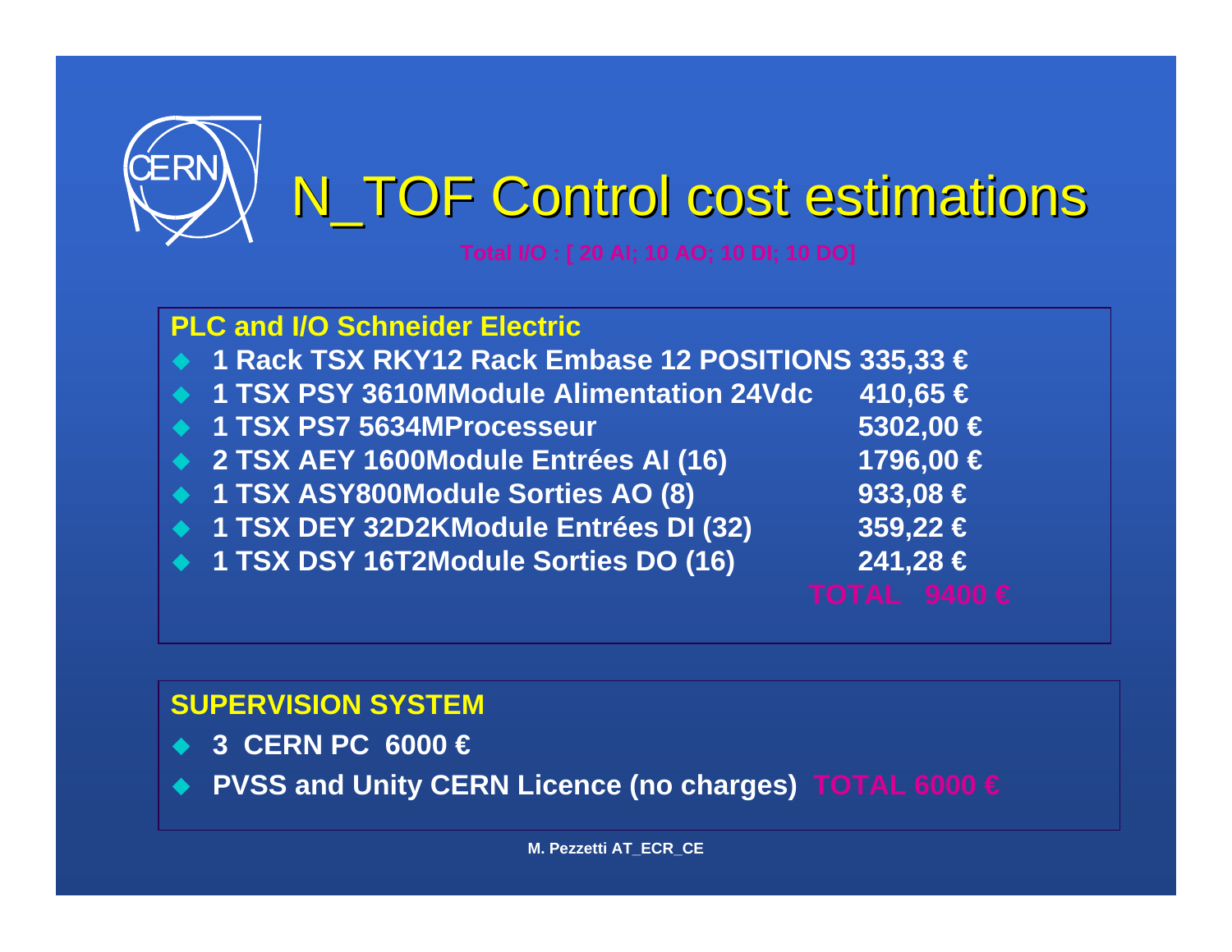# N_TOF Control cost estimations

**Total I/O : [ 20 AI; 10 AO; 10 DI; 10 DO]**

**PLC and I/O Schneider Electric**

- **1 Rack TSX RKY12 Rack Embase 12 POSITIONS 335,33 €**
- **1 TSX PSY 3610MModule Alimentation 24Vdc 410,65 €**
- **1 TSX PS7 5634MProcesseur 5302,00 €**
- **2 TSX AEY 1600Module Entrées AI (16) 1796,00 €**
- **1 TSX ASY800Module Sorties AO (8) 933,08 €**
- **1 TSX DEY 32D2KModule Entrées DI (32) 359,22 €**
- **1 TSX DSY 16T2Module Sorties DO (16) 241,28 €**

**TOTAL 9400 €**

**SUPERVISION SYSTEM**

- **3 CERN PC 6000 €**
- **PVSS and Unity CERN Licence (no charges)** **TOTAL 6000 €**

**M. Pezzetti AT_ECR_CE**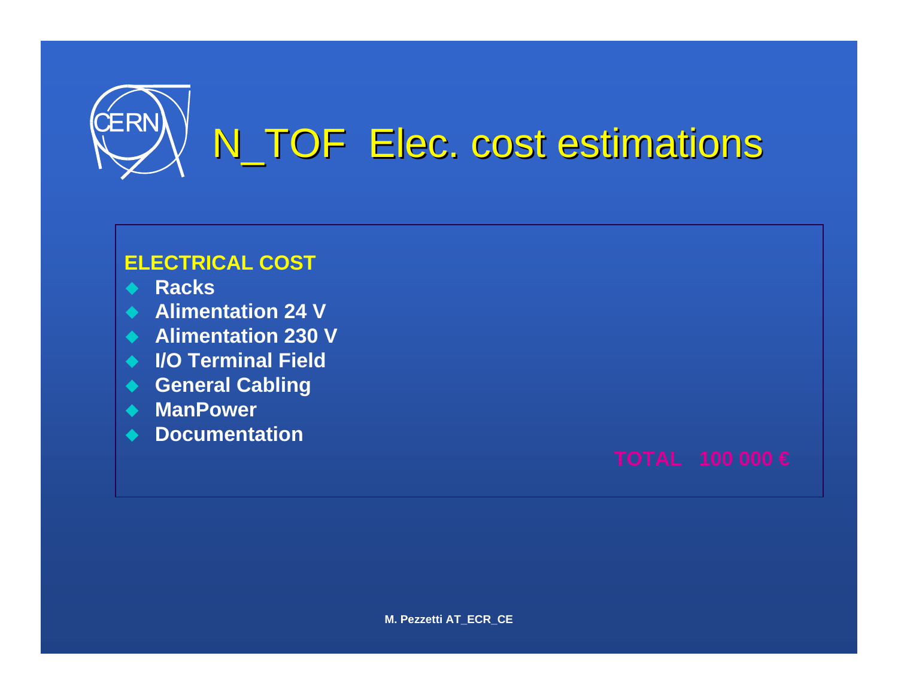# N_TOF Elec. cost estimations

**ELECTRICAL COST**

- **Racks**
- **Alimentation 24 V**
- **Alimentation 230 V**
- **I/O Terminal Field**
- **General Cabling**
- **ManPower**
- **Documentation**

**TOTAL 100 000 €**

M. Pezzetti AT_ECR_CE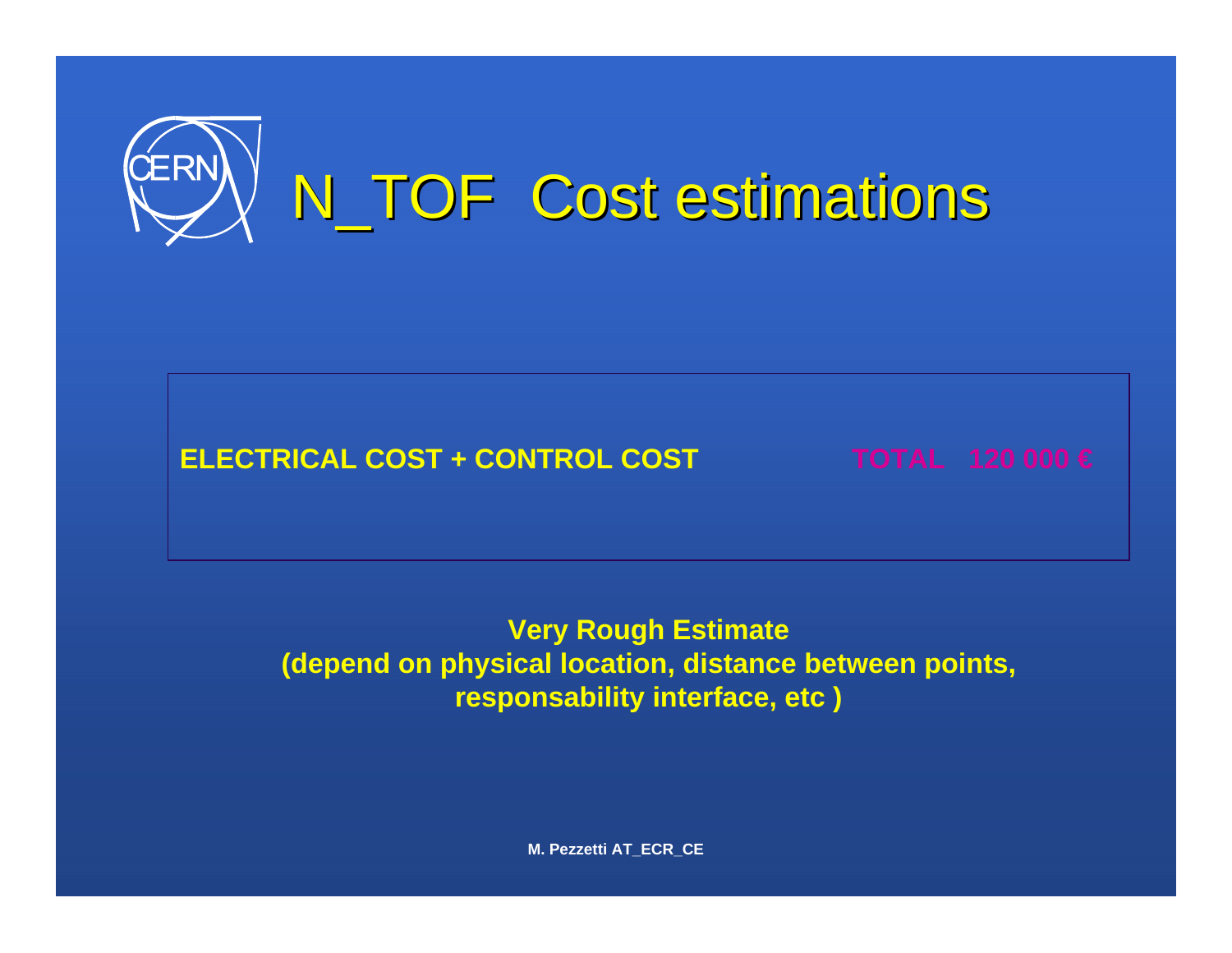# N_TOF Cost estimations

**ELECTRICAL COST + CONTROL COST** **TOTAL 120 000 €**

**Very Rough Estimate**
**(depend on physical location, distance between points, responsability interface, etc )**

**M. Pezzetti AT_ECR_CE**